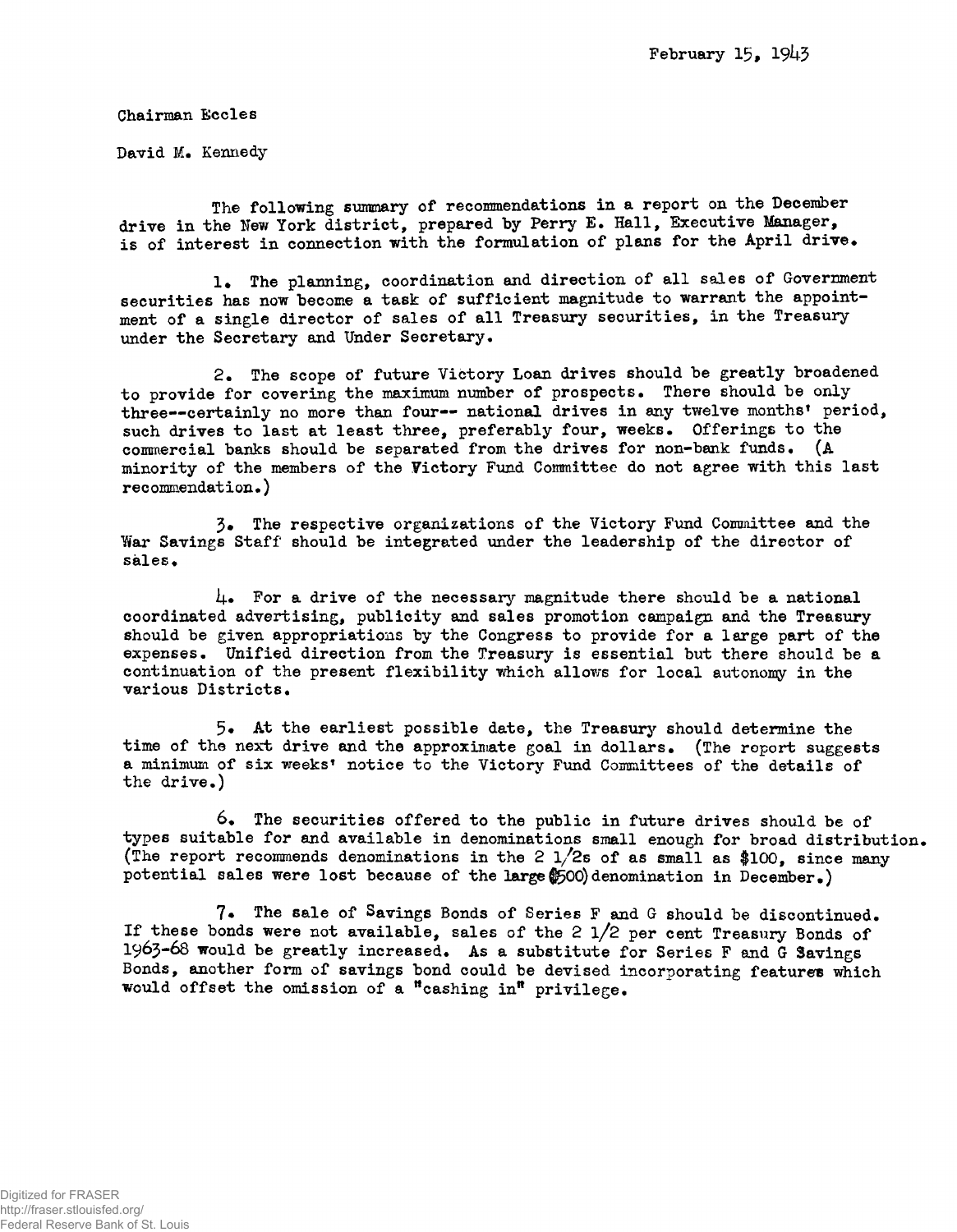February 15, 1943

Chairman Eccles

David M. Kennedy

The following summary of recommendations in a report on the December drive in the New York district, prepared by Perry E. Hall, Executive Manager, is of interest in connection with the formulation of plans for the April drive.

1. The planning, coordination and direction of all sales of Government securities has now become a task of sufficient magnitude to warrant the appointment of a single director of sales of all Treasury securities, in the Treasury under the Secretary and Under Secretary.

2. The scope of future Victory Loan drives should be greatly broadened to provide for covering the maximum number of prospects. There should be only three--certainly no more than four-- national drives in any twelve months' period, such drives to last at least three, preferably four, weeks. Offerings to the commercial banks should be separated from the drives for non-bank funds. (A minority of the members of the Victory Fund Committee do not agree with this last recommendation.)

3. The respective organizations of the Victory Fund Committee and the War Savings Staff should be integrated under the leadership of the director of sales.

4. For a drive of the necessary magnitude there should be a national coordinated advertising, publicity and sales promotion campaign and the Treasury should be given appropriations by the Congress to provide for a large part of the expenses. Unified direction from the Treasury is essential but there should be a continuation of the present flexibility which allows for local autonomy in the various Districts.

5. At the earliest possible date, the Treasury should determine the time of the next drive and the approximate goal in dollars. (The report suggests a minimum of six weeks' notice to the Victory Fund Committees of the details of the drive.)

6. The securities offered to the public in future drives should be of types suitable for and available in denominations small enough for broad distribution. (The report recommends denominations in the 2 1/2s of as small as $100, since many potential sales were lost because of the large ($500) denomination in December.)

7. The sale of Savings Bonds of Series F and G should be discontinued. If these bonds were not available, sales of the 2 1/2 per cent Treasury Bonds of 1963-68 would be greatly increased. As a substitute for Series F and G Savings Bonds, another form of savings bond could be devised incorporating features which would offset the omission of a "cashing in" privilege.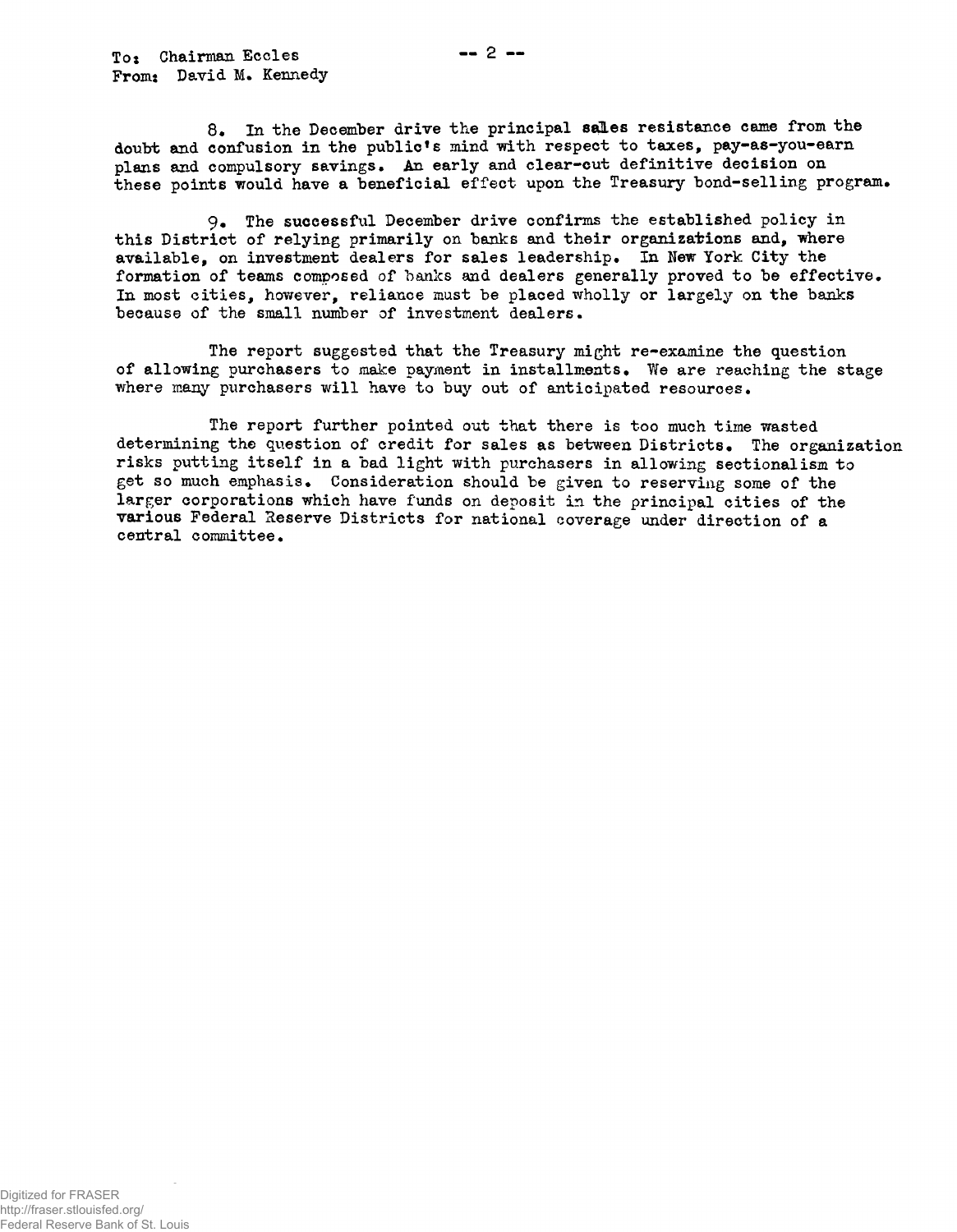To: Chairman Eccles
From: David M. Kennedy

8. In the December drive the principal sales resistance came from the doubt and confusion in the public's mind with respect to taxes, pay-as-you-earn plans and compulsory savings. An early and clear-cut definitive decision on these points would have a beneficial effect upon the Treasury bond-selling program.

9. The successful December drive confirms the established policy in this District of relying primarily on banks and their organizations and, where available, on investment dealers for sales leadership. In New York City the formation of teams composed of banks and dealers generally proved to be effective. In most cities, however, reliance must be placed wholly or largely on the banks because of the small number of investment dealers.

The report suggested that the Treasury might re-examine the question of allowing purchasers to make payment in installments. We are reaching the stage where many purchasers will have to buy out of anticipated resources.

The report further pointed out that there is too much time wasted determining the question of credit for sales as between Districts. The organization risks putting itself in a bad light with purchasers in allowing sectionalism to get so much emphasis. Consideration should be given to reserving some of the larger corporations which have funds on deposit in the principal cities of the various Federal Reserve Districts for national coverage under direction of a central committee.